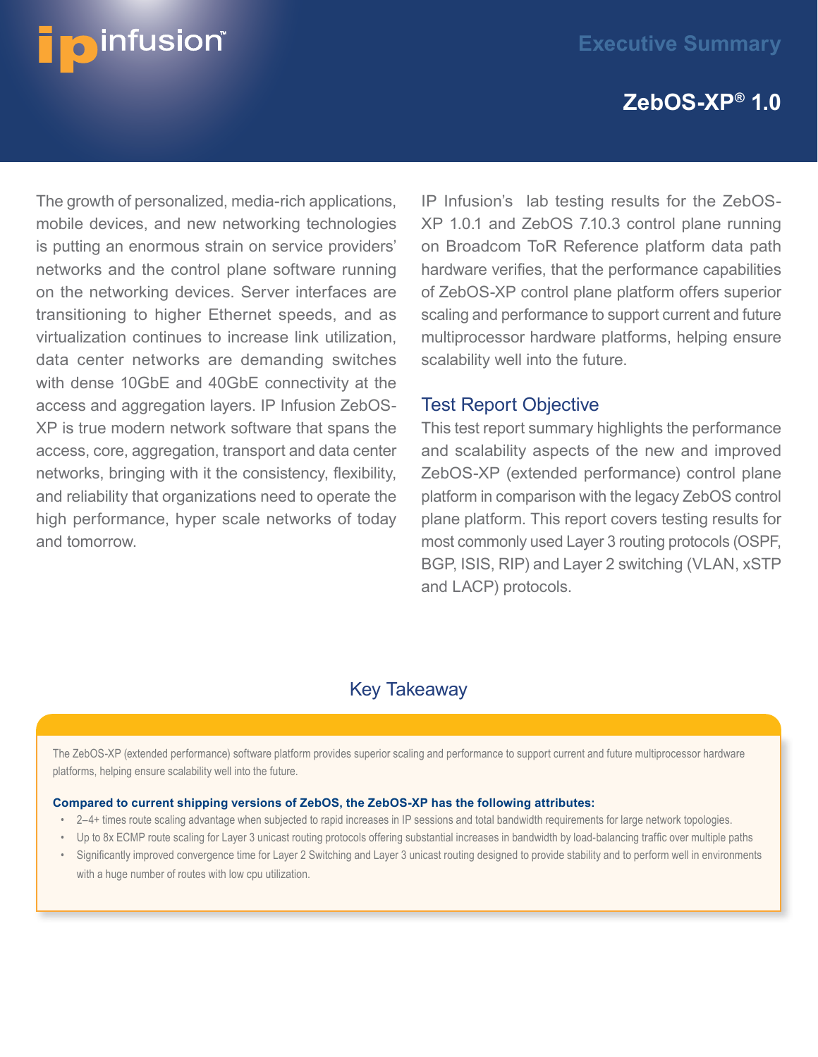# Executive Summary

## ZebOS-XP® 1.0

The growth of personalized, media-rich applications, mobile devices, and new networking technologies is putting an enormous strain on service providers' networks and the control plane software running on the networking devices. Server interfaces are transitioning to higher Ethernet speeds, and as virtualization continues to increase link utilization, data center networks are demanding switches with dense 10GbE and 40GbE connectivity at the access and aggregation layers. IP Infusion ZebOS-XP is true modern network software that spans the access, core, aggregation, transport and data center networks, bringing with it the consistency, flexibility, and reliability that organizations need to operate the high performance, hyper scale networks of today and tomorrow.

IP Infusion's lab testing results for the ZebOS-XP 1.0.1 and ZebOS 7.10.3 control plane running on Broadcom ToR Reference platform data path hardware verifies, that the performance capabilities of ZebOS-XP control plane platform offers superior scaling and performance to support current and future multiprocessor hardware platforms, helping ensure scalability well into the future.

### Test Report Objective

This test report summary highlights the performance and scalability aspects of the new and improved ZebOS-XP (extended performance) control plane platform in comparison with the legacy ZebOS control plane platform. This report covers testing results for most commonly used Layer 3 routing protocols (OSPF, BGP, ISIS, RIP) and Layer 2 switching (VLAN, xSTP and LACP) protocols.

### Key Takeaway

The ZebOS-XP (extended performance) software platform provides superior scaling and performance to support current and future multiprocessor hardware platforms, helping ensure scalability well into the future.

**Compared to current shipping versions of ZebOS, the ZebOS-XP has the following attributes:**

- 2–4+ times route scaling advantage when subjected to rapid increases in IP sessions and total bandwidth requirements for large network topologies.
- Up to 8x ECMP route scaling for Layer 3 unicast routing protocols offering substantial increases in bandwidth by load-balancing traffic over multiple paths
- Significantly improved convergence time for Layer 2 Switching and Layer 3 unicast routing designed to provide stability and to perform well in environments with a huge number of routes with low cpu utilization.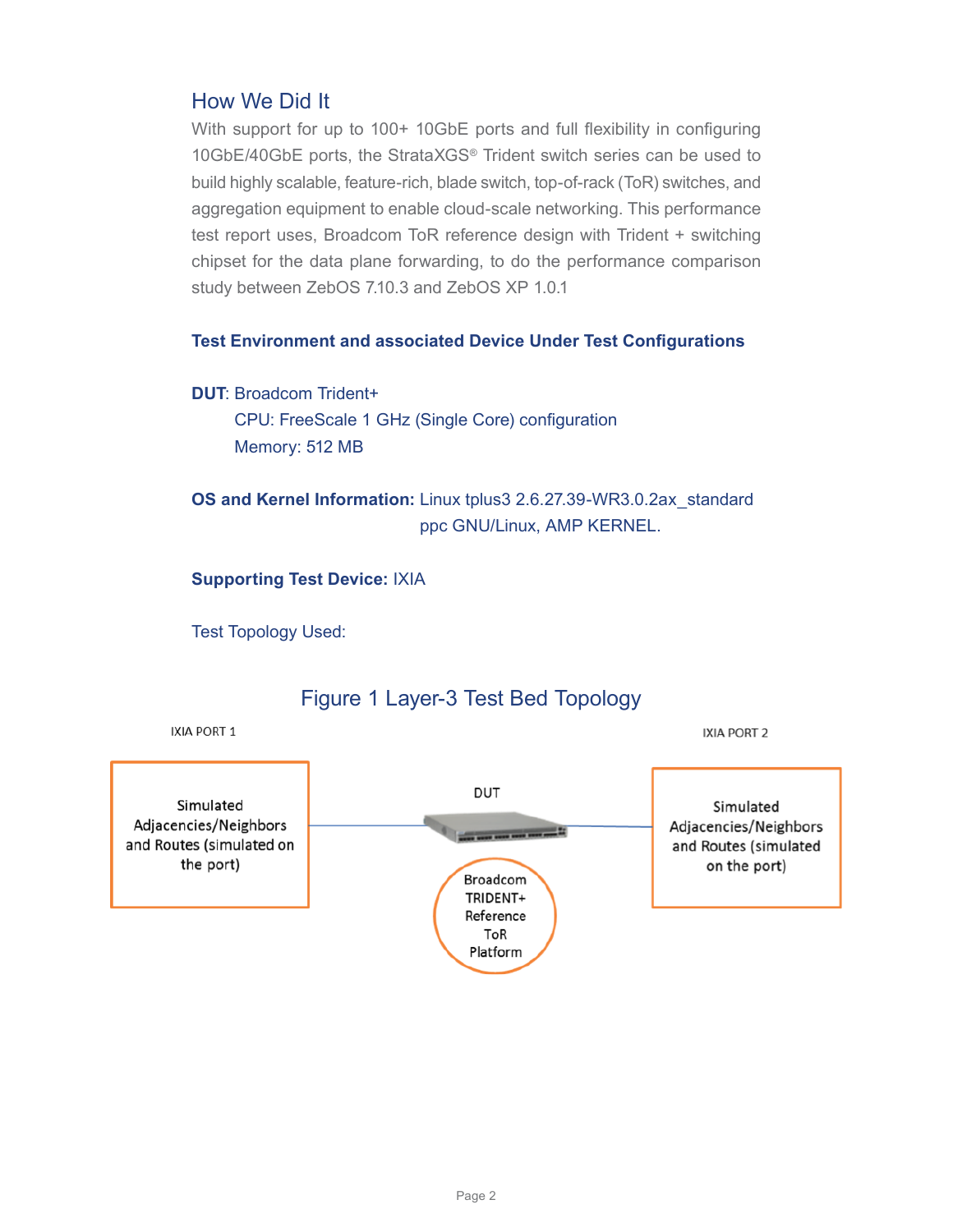## How We Did It

With support for up to 100+ 10GbE ports and full flexibility in configuring 10GbE/40GbE ports, the StrataXGS® Trident switch series can be used to build highly scalable, feature-rich, blade switch, top-of-rack (ToR) switches, and aggregation equipment to enable cloud-scale networking. This performance test report uses, Broadcom ToR reference design with Trident + switching chipset for the data plane forwarding, to do the performance comparison study between ZebOS 7.10.3 and ZebOS XP 1.0.1

### Test Environment and associated Device Under Test Configurations

**DUT**: Broadcom Trident+
CPU: FreeScale 1 GHz (Single Core) configuration
Memory: 512 MB

**OS and Kernel Information:** Linux tplus3 2.6.27.39-WR3.0.2ax_standard ppc GNU/Linux, AMP KERNEL.

**Supporting Test Device:** IXIA

Test Topology Used:

Figure 1 Layer-3 Test Bed Topology

IXIA PORT 1

Simulated Adjacencies/Neighbors and Routes (simulated on the port)

DUT

Broadcom TRIDENT+ Reference ToR Platform

IXIA PORT 2

Simulated Adjacencies/Neighbors and Routes (simulated on the port)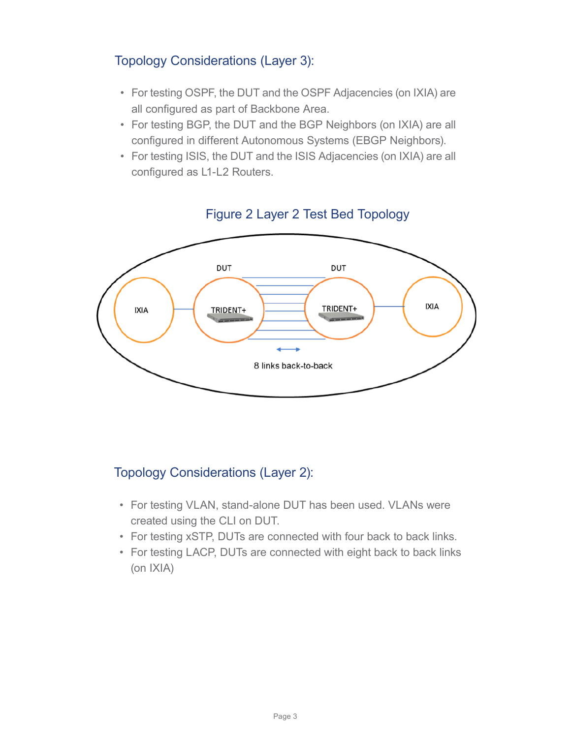## Topology Considerations (Layer 3):

- For testing OSPF, the DUT and the OSPF Adjacencies (on IXIA) are all configured as part of Backbone Area.
- For testing BGP, the DUT and the BGP Neighbors (on IXIA) are all configured in different Autonomous Systems (EBGP Neighbors).
- For testing ISIS, the DUT and the ISIS Adjacencies (on IXIA) are all configured as L1-L2 Routers.

## Figure 2 Layer 2 Test Bed Topology

IXIA — DUT TRIDENT+ — DUT TRIDENT+ — IXIA

8 links back-to-back

## Topology Considerations (Layer 2):

- For testing VLAN, stand-alone DUT has been used. VLANs were created using the CLI on DUT.
- For testing xSTP, DUTs are connected with four back to back links.
- For testing LACP, DUTs are connected with eight back to back links (on IXIA)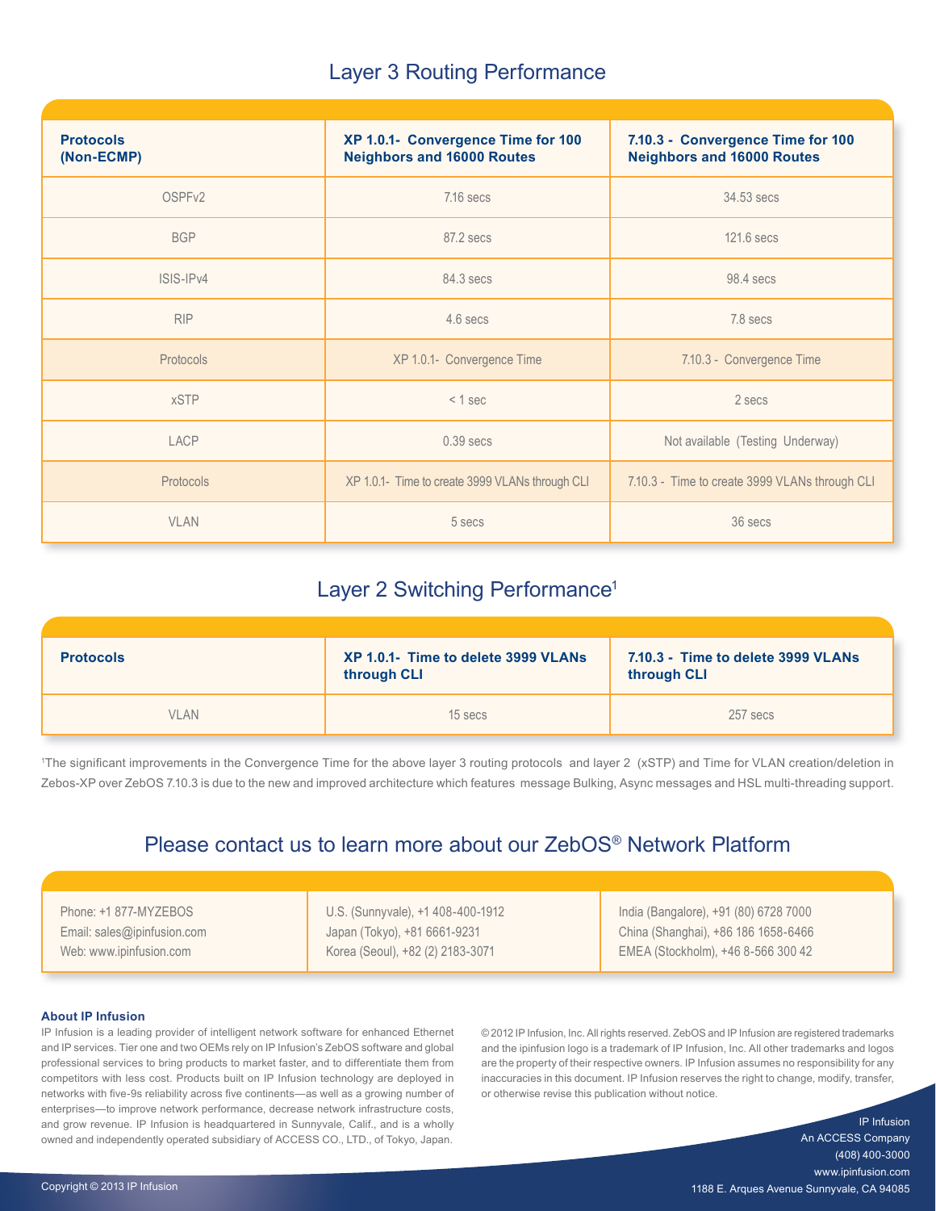## Layer 3 Routing Performance

| Protocols (Non-ECMP) | XP 1.0.1- Convergence Time for 100 Neighbors and 16000 Routes | 7.10.3 - Convergence Time for 100 Neighbors and 16000 Routes |
|---|---|---|
| OSPFv2 | 7.16 secs | 34.53 secs |
| BGP | 87.2 secs | 121.6 secs |
| ISIS-IPv4 | 84.3 secs | 98.4 secs |
| RIP | 4.6 secs | 7.8 secs |
| Protocols | XP 1.0.1- Convergence Time | 7.10.3 - Convergence Time |
| xSTP | < 1 sec | 2 secs |
| LACP | 0.39 secs | Not available (Testing Underway) |
| Protocols | XP 1.0.1- Time to create 3999 VLANs through CLI | 7.10.3 - Time to create 3999 VLANs through CLI |
| VLAN | 5 secs | 36 secs |

## Layer 2 Switching Performance[1]

| Protocols | XP 1.0.1- Time to delete 3999 VLANs through CLI | 7.10.3 - Time to delete 3999 VLANs through CLI |
|---|---|---|
| VLAN | 15 secs | 257 secs |

[1]The significant improvements in the Convergence Time for the above layer 3 routing protocols and layer 2 (xSTP) and Time for VLAN creation/deletion in Zebos-XP over ZebOS 7.10.3 is due to the new and improved architecture which features message Bulking, Async messages and HSL multi-threading support.

## Please contact us to learn more about our ZebOS® Network Platform

| | | |
|---|---|---|
| Phone: +1 877-MYZEBOS<br>Email: sales@ipinfusion.com<br>Web: www.ipinfusion.com | U.S. (Sunnyvale), +1 408-400-1912<br>Japan (Tokyo), +81 6661-9231<br>Korea (Seoul), +82 (2) 2183-3071 | India (Bangalore), +91 (80) 6728 7000<br>China (Shanghai), +86 186 1658-6466<br>EMEA (Stockholm), +46 8-566 300 42 |

**About IP Infusion**

IP Infusion is a leading provider of intelligent network software for enhanced Ethernet and IP services. Tier one and two OEMs rely on IP Infusion's ZebOS software and global professional services to bring products to market faster, and to differentiate them from competitors with less cost. Products built on IP Infusion technology are deployed in networks with five-9s reliability across five continents—as well as a growing number of enterprises—to improve network performance, decrease network infrastructure costs, and grow revenue. IP Infusion is headquartered in Sunnyvale, Calif., and is a wholly owned and independently operated subsidiary of ACCESS CO., LTD., of Tokyo, Japan.

© 2012 IP Infusion, Inc. All rights reserved. ZebOS and IP Infusion are registered trademarks and the ipinfusion logo is a trademark of IP Infusion, Inc. All other trademarks and logos are the property of their respective owners. IP Infusion assumes no responsibility for any inaccuracies in this document. IP Infusion reserves the right to change, modify, transfer, or otherwise revise this publication without notice.

IP Infusion
An ACCESS Company
(408) 400-3000
www.ipinfusion.com
1188 E. Arques Avenue Sunnyvale, CA 94085

Copyright © 2013 IP Infusion